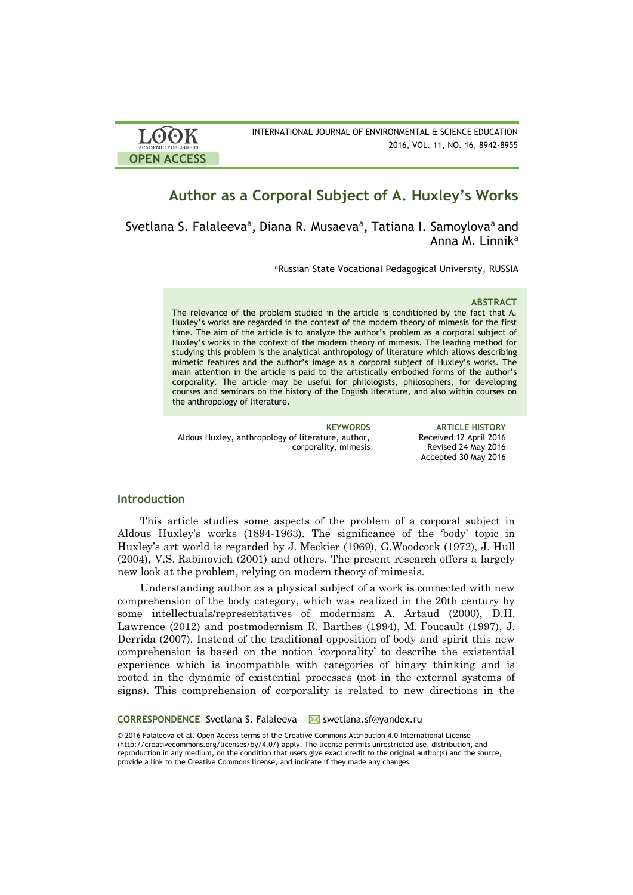LOOK ACADEMIC PUBLISHERS

OPEN ACCESS

INTERNATIONAL JOURNAL OF ENVIRONMENTAL & SCIENCE EDUCATION
2016, VOL. 11, NO. 16, 8942-8955

# Author as a Corporal Subject of A. Huxley's Works

Svetlana S. Falaleeva[a], Diana R. Musaeva[a], Tatiana I. Samoylova[a] and Anna M. Linnik[a]

[a]Russian State Vocational Pedagogical University, RUSSIA

**ABSTRACT**

The relevance of the problem studied in the article is conditioned by the fact that A. Huxley's works are regarded in the context of the modern theory of mimesis for the first time. The aim of the article is to analyze the author's problem as a corporal subject of Huxley's works in the context of the modern theory of mimesis. The leading method for studying this problem is the analytical anthropology of literature which allows describing mimetic features and the author's image as a corporal subject of Huxley's works. The main attention in the article is paid to the artistically embodied forms of the author's corporality. The article may be useful for philologists, philosophers, for developing courses and seminars on the history of the English literature, and also within courses on the anthropology of literature.

**KEYWORDS**
Aldous Huxley, anthropology of literature, author, corporality, mimesis

**ARTICLE HISTORY**
Received 12 April 2016
Revised 24 May 2016
Accepted 30 May 2016

## Introduction

This article studies some aspects of the problem of a corporal subject in Aldous Huxley's works (1894-1963). The significance of the 'body' topic in Huxley's art world is regarded by J. Meckier (1969), G.Woodcock (1972), J. Hull (2004), V.S. Rabinovich (2001) and others. The present research offers a largely new look at the problem, relying on modern theory of mimesis.

Understanding author as a physical subject of a work is connected with new comprehension of the body category, which was realized in the 20th century by some intellectuals/representatives of modernism A. Artaud (2000), D.H. Lawrence (2012) and postmodernism R. Barthes (1994), M. Foucault (1997), J. Derrida (2007). Instead of the traditional opposition of body and spirit this new comprehension is based on the notion 'corporality' to describe the existential experience which is incompatible with categories of binary thinking and is rooted in the dynamic of existential processes (not in the external systems of signs). This comprehension of corporality is related to new directions in the

**CORRESPONDENCE** Svetlana S. Falaleeva swetlana.sf@yandex.ru

© 2016 Falaleeva et al. Open Access terms of the Creative Commons Attribution 4.0 International License (http://creativecommons.org/licenses/by/4.0/) apply. The license permits unrestricted use, distribution, and reproduction in any medium, on the condition that users give exact credit to the original author(s) and the source, provide a link to the Creative Commons license, and indicate if they made any changes.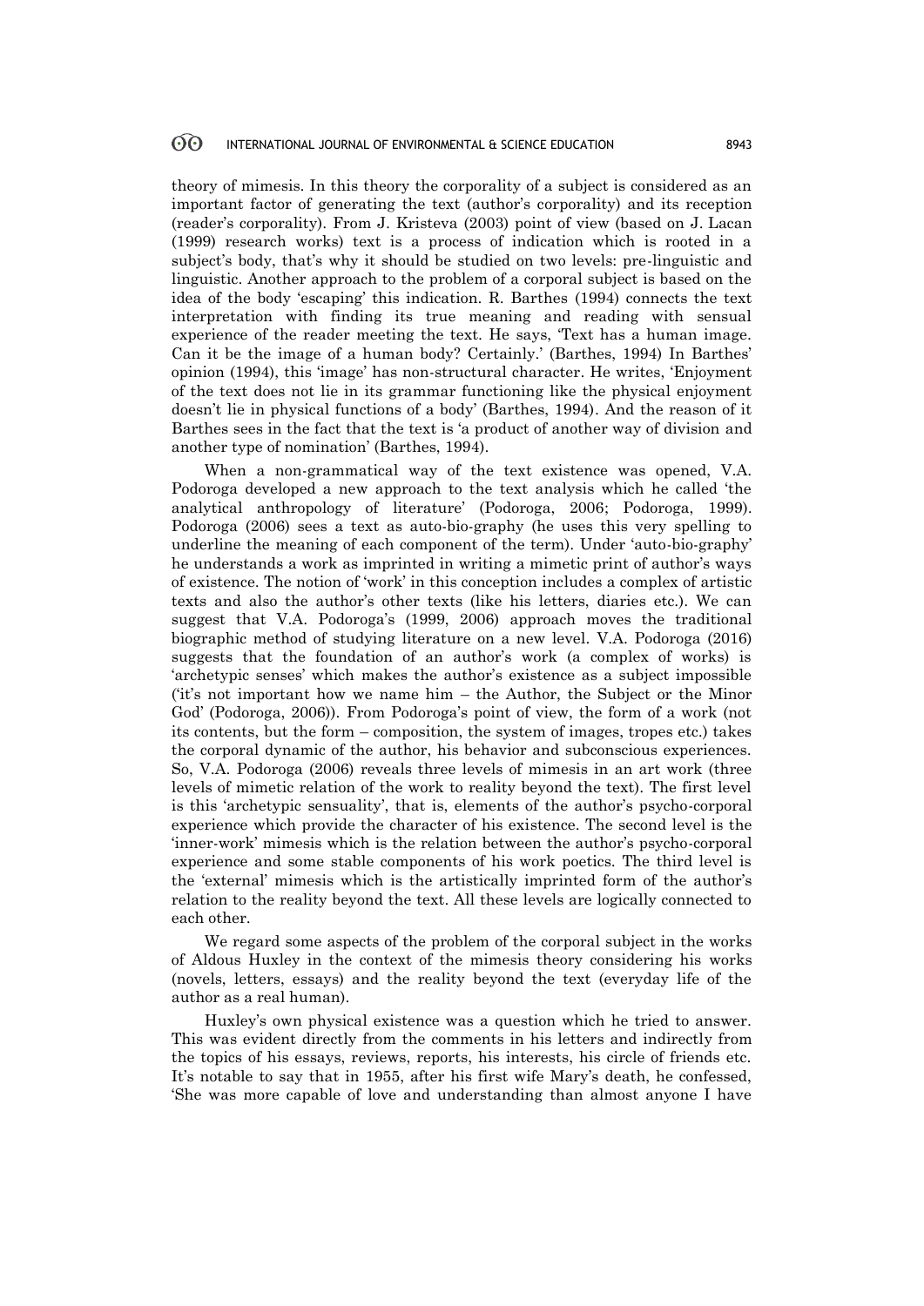theory of mimesis. In this theory the corporality of a subject is considered as an important factor of generating the text (author's corporality) and its reception (reader's corporality). From J. Kristeva (2003) point of view (based on J. Lacan (1999) research works) text is a process of indication which is rooted in a subject's body, that's why it should be studied on two levels: pre-linguistic and linguistic. Another approach to the problem of a corporal subject is based on the idea of the body 'escaping' this indication. R. Barthes (1994) connects the text interpretation with finding its true meaning and reading with sensual experience of the reader meeting the text. He says, 'Text has a human image. Can it be the image of a human body? Certainly.' (Barthes, 1994) In Barthes' opinion (1994), this 'image' has non-structural character. He writes, 'Enjoyment of the text does not lie in its grammar functioning like the physical enjoyment doesn't lie in physical functions of a body' (Barthes, 1994). And the reason of it Barthes sees in the fact that the text is 'a product of another way of division and another type of nomination' (Barthes, 1994).

When a non-grammatical way of the text existence was opened, V.A. Podoroga developed a new approach to the text analysis which he called 'the analytical anthropology of literature' (Podoroga, 2006; Podoroga, 1999). Podoroga (2006) sees a text as auto-bio-graphy (he uses this very spelling to underline the meaning of each component of the term). Under 'auto-bio-graphy' he understands a work as imprinted in writing a mimetic print of author's ways of existence. The notion of 'work' in this conception includes a complex of artistic texts and also the author's other texts (like his letters, diaries etc.). We can suggest that V.A. Podoroga's (1999, 2006) approach moves the traditional biographic method of studying literature on a new level. V.A. Podoroga (2016) suggests that the foundation of an author's work (a complex of works) is 'archetypic senses' which makes the author's existence as a subject impossible ('it's not important how we name him – the Author, the Subject or the Minor God' (Podoroga, 2006)). From Podoroga's point of view, the form of a work (not its contents, but the form – composition, the system of images, tropes etc.) takes the corporal dynamic of the author, his behavior and subconscious experiences. So, V.A. Podoroga (2006) reveals three levels of mimesis in an art work (three levels of mimetic relation of the work to reality beyond the text). The first level is this 'archetypic sensuality', that is, elements of the author's psycho-corporal experience which provide the character of his existence. The second level is the 'inner-work' mimesis which is the relation between the author's psycho-corporal experience and some stable components of his work poetics. The third level is the 'external' mimesis which is the artistically imprinted form of the author's relation to the reality beyond the text. All these levels are logically connected to each other.

We regard some aspects of the problem of the corporal subject in the works of Aldous Huxley in the context of the mimesis theory considering his works (novels, letters, essays) and the reality beyond the text (everyday life of the author as a real human).

Huxley's own physical existence was a question which he tried to answer. This was evident directly from the comments in his letters and indirectly from the topics of his essays, reviews, reports, his interests, his circle of friends etc. It's notable to say that in 1955, after his first wife Mary's death, he confessed, 'She was more capable of love and understanding than almost anyone I have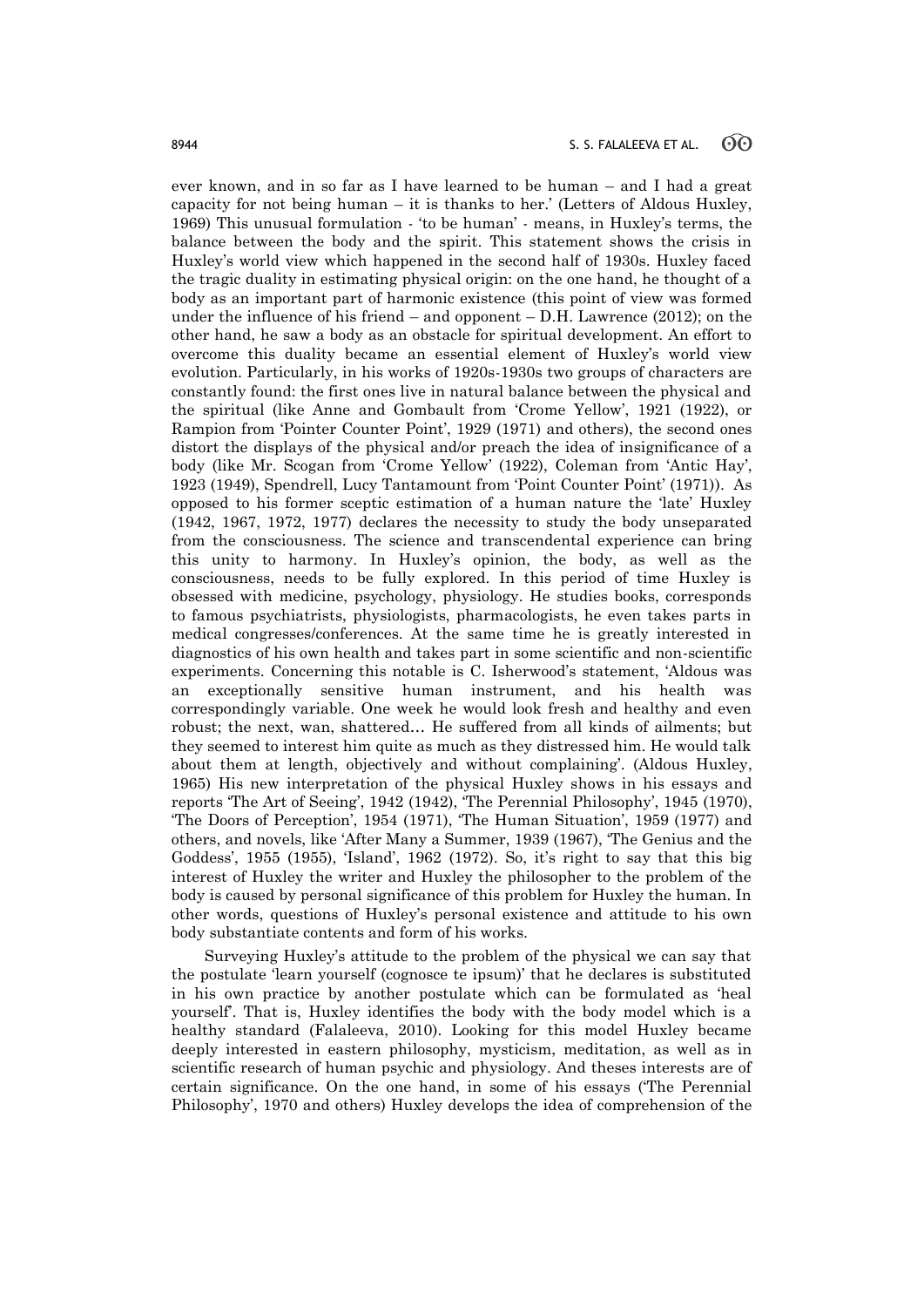ever known, and in so far as I have learned to be human – and I had a great capacity for not being human – it is thanks to her.' (Letters of Aldous Huxley, 1969) This unusual formulation - 'to be human' - means, in Huxley's terms, the balance between the body and the spirit. This statement shows the crisis in Huxley's world view which happened in the second half of 1930s. Huxley faced the tragic duality in estimating physical origin: on the one hand, he thought of a body as an important part of harmonic existence (this point of view was formed under the influence of his friend – and opponent – D.H. Lawrence (2012); on the other hand, he saw a body as an obstacle for spiritual development. An effort to overcome this duality became an essential element of Huxley's world view evolution. Particularly, in his works of 1920s-1930s two groups of characters are constantly found: the first ones live in natural balance between the physical and the spiritual (like Anne and Gombault from 'Crome Yellow', 1921 (1922), or Rampion from 'Pointer Counter Point', 1929 (1971) and others), the second ones distort the displays of the physical and/or preach the idea of insignificance of a body (like Mr. Scogan from 'Crome Yellow' (1922), Coleman from 'Antic Hay', 1923 (1949), Spendrell, Lucy Tantamount from 'Point Counter Point' (1971)). As opposed to his former sceptic estimation of a human nature the 'late' Huxley (1942, 1967, 1972, 1977) declares the necessity to study the body unseparated from the consciousness. The science and transcendental experience can bring this unity to harmony. In Huxley's opinion, the body, as well as the consciousness, needs to be fully explored. In this period of time Huxley is obsessed with medicine, psychology, physiology. He studies books, corresponds to famous psychiatrists, physiologists, pharmacologists, he even takes parts in medical congresses/conferences. At the same time he is greatly interested in diagnostics of his own health and takes part in some scientific and non-scientific experiments. Concerning this notable is C. Isherwood's statement, 'Aldous was an exceptionally sensitive human instrument, and his health was correspondingly variable. One week he would look fresh and healthy and even robust; the next, wan, shattered… He suffered from all kinds of ailments; but they seemed to interest him quite as much as they distressed him. He would talk about them at length, objectively and without complaining'. (Aldous Huxley, 1965) His new interpretation of the physical Huxley shows in his essays and reports 'The Art of Seeing', 1942 (1942), 'The Perennial Philosophy', 1945 (1970), 'The Doors of Perception', 1954 (1971), 'The Human Situation', 1959 (1977) and others, and novels, like 'After Many a Summer, 1939 (1967), 'The Genius and the Goddess', 1955 (1955), 'Island', 1962 (1972). So, it's right to say that this big interest of Huxley the writer and Huxley the philosopher to the problem of the body is caused by personal significance of this problem for Huxley the human. In other words, questions of Huxley's personal existence and attitude to his own body substantiate contents and form of his works.

Surveying Huxley's attitude to the problem of the physical we can say that the postulate 'learn yourself (cognosce te ipsum)' that he declares is substituted in his own practice by another postulate which can be formulated as 'heal yourself'. That is, Huxley identifies the body with the body model which is a healthy standard (Falaleeva, 2010). Looking for this model Huxley became deeply interested in eastern philosophy, mysticism, meditation, as well as in scientific research of human psychic and physiology. And theses interests are of certain significance. On the one hand, in some of his essays ('The Perennial Philosophy', 1970 and others) Huxley develops the idea of comprehension of the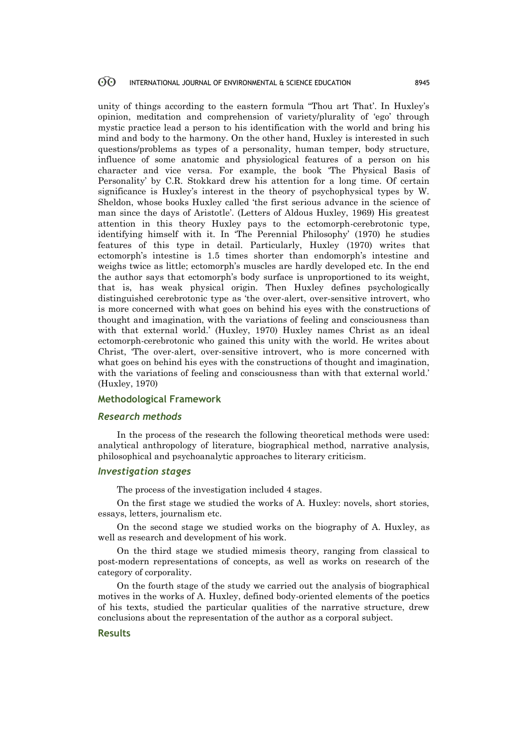unity of things according to the eastern formula "Thou art That'. In Huxley's opinion, meditation and comprehension of variety/plurality of 'ego' through mystic practice lead a person to his identification with the world and bring his mind and body to the harmony. On the other hand, Huxley is interested in such questions/problems as types of a personality, human temper, body structure, influence of some anatomic and physiological features of a person on his character and vice versa. For example, the book 'The Physical Basis of Personality' by C.R. Stokkard drew his attention for a long time. Of certain significance is Huxley's interest in the theory of psychophysical types by W. Sheldon, whose books Huxley called 'the first serious advance in the science of man since the days of Aristotle'. (Letters of Aldous Huxley, 1969) His greatest attention in this theory Huxley pays to the ectomorph-cerebrotonic type, identifying himself with it. In 'The Perennial Philosophy' (1970) he studies features of this type in detail. Particularly, Huxley (1970) writes that ectomorph's intestine is 1.5 times shorter than endomorph's intestine and weighs twice as little; ectomorph's muscles are hardly developed etc. In the end the author says that ectomorph's body surface is unproportioned to its weight, that is, has weak physical origin. Then Huxley defines psychologically distinguished cerebrotonic type as 'the over-alert, over-sensitive introvert, who is more concerned with what goes on behind his eyes with the constructions of thought and imagination, with the variations of feeling and consciousness than with that external world.' (Huxley, 1970) Huxley names Christ as an ideal ectomorph-cerebrotonic who gained this unity with the world. He writes about Christ, 'The over-alert, over-sensitive introvert, who is more concerned with what goes on behind his eyes with the constructions of thought and imagination, with the variations of feeling and consciousness than with that external world.' (Huxley, 1970)

## Methodological Framework

### *Research methods*

In the process of the research the following theoretical methods were used: analytical anthropology of literature, biographical method, narrative analysis, philosophical and psychoanalytic approaches to literary criticism.

### *Investigation stages*

The process of the investigation included 4 stages.

On the first stage we studied the works of A. Huxley: novels, short stories, essays, letters, journalism etc.

On the second stage we studied works on the biography of A. Huxley, as well as research and development of his work.

On the third stage we studied mimesis theory, ranging from classical to post-modern representations of concepts, as well as works on research of the category of corporality.

On the fourth stage of the study we carried out the analysis of biographical motives in the works of A. Huxley, defined body-oriented elements of the poetics of his texts, studied the particular qualities of the narrative structure, drew conclusions about the representation of the author as a corporal subject.

## Results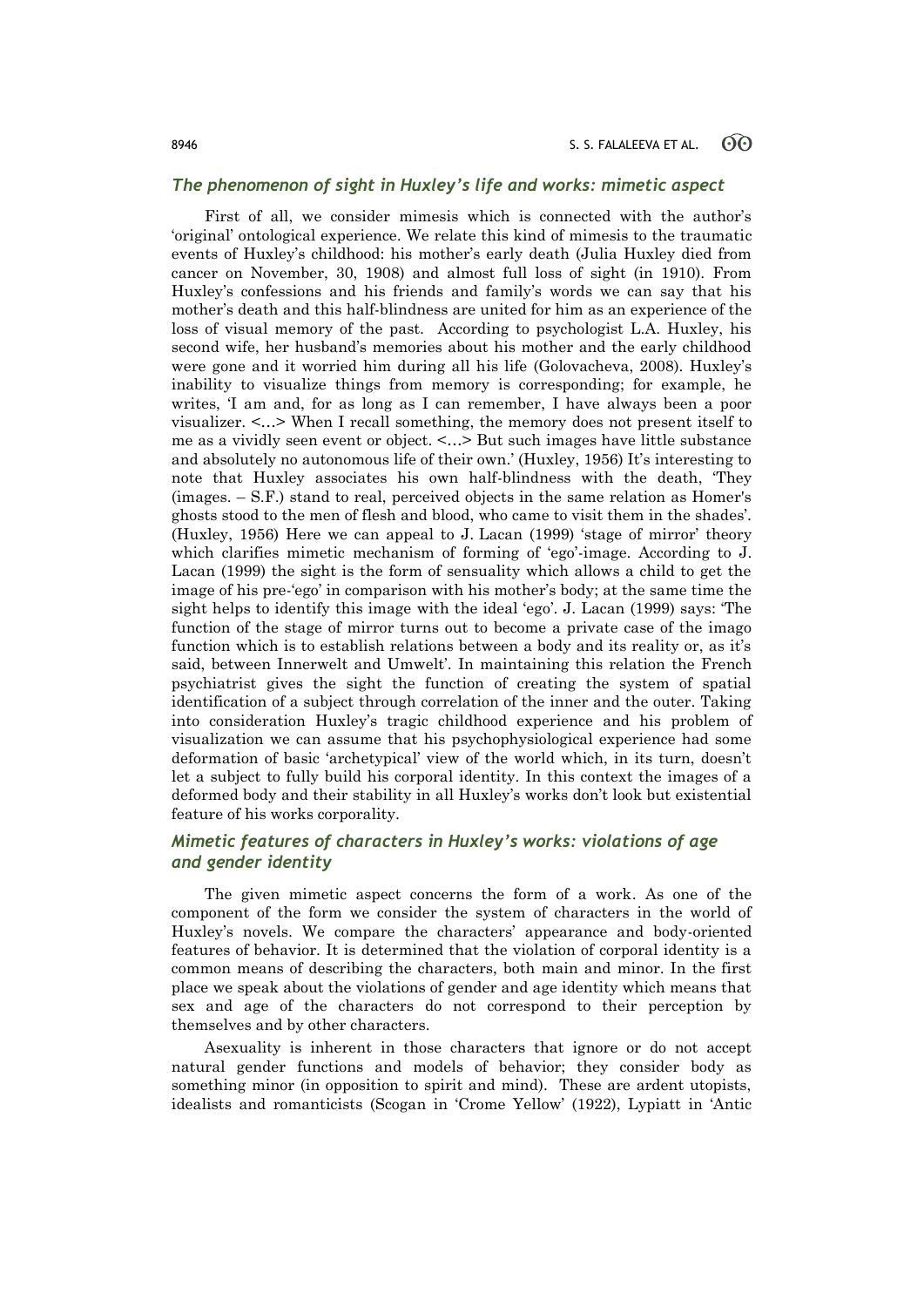## *The phenomenon of sight in Huxley's life and works: mimetic aspect*

First of all, we consider mimesis which is connected with the author's 'original' ontological experience. We relate this kind of mimesis to the traumatic events of Huxley's childhood: his mother's early death (Julia Huxley died from cancer on November, 30, 1908) and almost full loss of sight (in 1910). From Huxley's confessions and his friends and family's words we can say that his mother's death and this half-blindness are united for him as an experience of the loss of visual memory of the past. According to psychologist L.A. Huxley, his second wife, her husband's memories about his mother and the early childhood were gone and it worried him during all his life (Golovacheva, 2008). Huxley's inability to visualize things from memory is corresponding; for example, he writes, 'I am and, for as long as I can remember, I have always been a poor visualizer. <…> When I recall something, the memory does not present itself to me as a vividly seen event or object. <…> But such images have little substance and absolutely no autonomous life of their own.' (Huxley, 1956) It's interesting to note that Huxley associates his own half-blindness with the death, 'They (images. – S.F.) stand to real, perceived objects in the same relation as Homer's ghosts stood to the men of flesh and blood, who came to visit them in the shades'. (Huxley, 1956) Here we can appeal to J. Lacan (1999) 'stage of mirror' theory which clarifies mimetic mechanism of forming of 'ego'-image. According to J. Lacan (1999) the sight is the form of sensuality which allows a child to get the image of his pre-'ego' in comparison with his mother's body; at the same time the sight helps to identify this image with the ideal 'ego'. J. Lacan (1999) says: 'The function of the stage of mirror turns out to become a private case of the imago function which is to establish relations between a body and its reality or, as it's said, between Innerwelt and Umwelt'. In maintaining this relation the French psychiatrist gives the sight the function of creating the system of spatial identification of a subject through correlation of the inner and the outer. Taking into consideration Huxley's tragic childhood experience and his problem of visualization we can assume that his psychophysiological experience had some deformation of basic 'archetypical' view of the world which, in its turn, doesn't let a subject to fully build his corporal identity. In this context the images of a deformed body and their stability in all Huxley's works don't look but existential feature of his works corporality.

## *Mimetic features of characters in Huxley's works: violations of age and gender identity*

The given mimetic aspect concerns the form of a work. As one of the component of the form we consider the system of characters in the world of Huxley's novels. We compare the characters' appearance and body-oriented features of behavior. It is determined that the violation of corporal identity is a common means of describing the characters, both main and minor. In the first place we speak about the violations of gender and age identity which means that sex and age of the characters do not correspond to their perception by themselves and by other characters.

Asexuality is inherent in those characters that ignore or do not accept natural gender functions and models of behavior; they consider body as something minor (in opposition to spirit and mind). These are ardent utopists, idealists and romanticists (Scogan in 'Crome Yellow' (1922), Lypiatt in 'Antic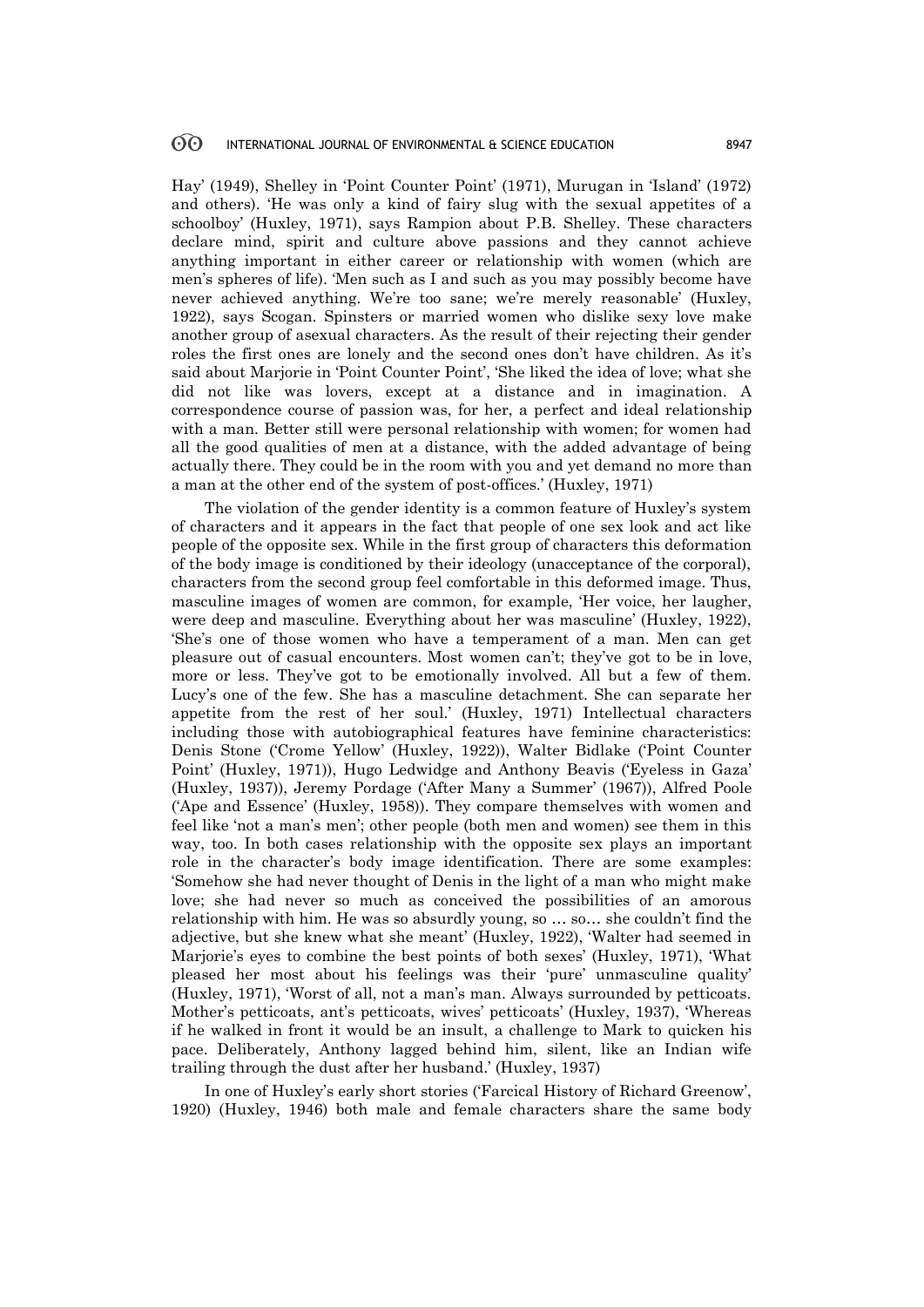Hay' (1949), Shelley in 'Point Counter Point' (1971), Murugan in 'Island' (1972) and others). 'He was only a kind of fairy slug with the sexual appetites of a schoolboy' (Huxley, 1971), says Rampion about P.B. Shelley. These characters declare mind, spirit and culture above passions and they cannot achieve anything important in either career or relationship with women (which are men's spheres of life). 'Men such as I and such as you may possibly become have never achieved anything. We're too sane; we're merely reasonable' (Huxley, 1922), says Scogan. Spinsters or married women who dislike sexy love make another group of asexual characters. As the result of their rejecting their gender roles the first ones are lonely and the second ones don't have children. As it's said about Marjorie in 'Point Counter Point', 'She liked the idea of love; what she did not like was lovers, except at a distance and in imagination. A correspondence course of passion was, for her, a perfect and ideal relationship with a man. Better still were personal relationship with women; for women had all the good qualities of men at a distance, with the added advantage of being actually there. They could be in the room with you and yet demand no more than a man at the other end of the system of post-offices.' (Huxley, 1971)

The violation of the gender identity is a common feature of Huxley's system of characters and it appears in the fact that people of one sex look and act like people of the opposite sex. While in the first group of characters this deformation of the body image is conditioned by their ideology (unacceptance of the corporal), characters from the second group feel comfortable in this deformed image. Thus, masculine images of women are common, for example, 'Her voice, her laugher, were deep and masculine. Everything about her was masculine' (Huxley, 1922), 'She's one of those women who have a temperament of a man. Men can get pleasure out of casual encounters. Most women can't; they've got to be in love, more or less. They've got to be emotionally involved. All but a few of them. Lucy's one of the few. She has a masculine detachment. She can separate her appetite from the rest of her soul.' (Huxley, 1971) Intellectual characters including those with autobiographical features have feminine characteristics: Denis Stone ('Crome Yellow' (Huxley, 1922)), Walter Bidlake ('Point Counter Point' (Huxley, 1971)), Hugo Ledwidge and Anthony Beavis ('Eyeless in Gaza' (Huxley, 1937)), Jeremy Pordage ('After Many a Summer' (1967)), Alfred Poole ('Ape and Essence' (Huxley, 1958)). They compare themselves with women and feel like 'not a man's men'; other people (both men and women) see them in this way, too. In both cases relationship with the opposite sex plays an important role in the character's body image identification. There are some examples: 'Somehow she had never thought of Denis in the light of a man who might make love; she had never so much as conceived the possibilities of an amorous relationship with him. He was so absurdly young, so … so… she couldn't find the adjective, but she knew what she meant' (Huxley, 1922), 'Walter had seemed in Marjorie's eyes to combine the best points of both sexes' (Huxley, 1971), 'What pleased her most about his feelings was their 'pure' unmasculine quality' (Huxley, 1971), 'Worst of all, not a man's man. Always surrounded by petticoats. Mother's petticoats, ant's petticoats, wives' petticoats' (Huxley, 1937), 'Whereas if he walked in front it would be an insult, a challenge to Mark to quicken his pace. Deliberately, Anthony lagged behind him, silent, like an Indian wife trailing through the dust after her husband.' (Huxley, 1937)

In one of Huxley's early short stories ('Farcical History of Richard Greenow', 1920) (Huxley, 1946) both male and female characters share the same body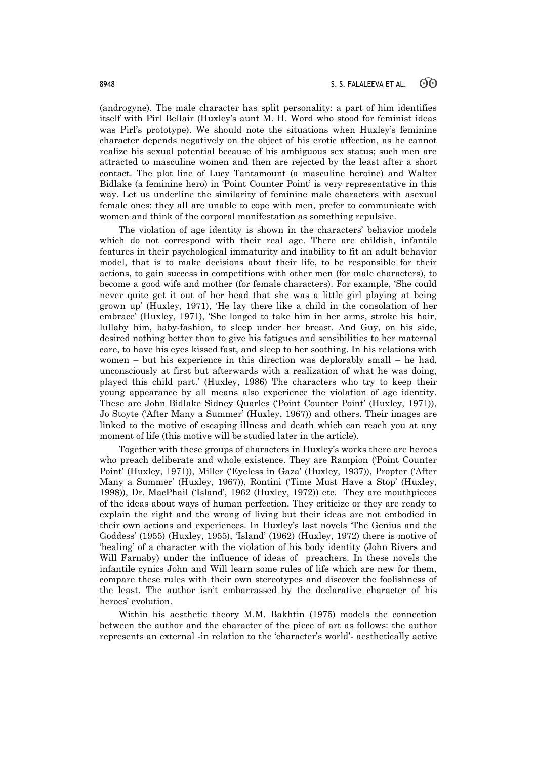(androgyne). The male character has split personality: a part of him identifies itself with Pirl Bellair (Huxley's aunt M. H. Word who stood for feminist ideas was Pirl's prototype). We should note the situations when Huxley's feminine character depends negatively on the object of his erotic affection, as he cannot realize his sexual potential because of his ambiguous sex status; such men are attracted to masculine women and then are rejected by the least after a short contact. The plot line of Lucy Tantamount (a masculine heroine) and Walter Bidlake (a feminine hero) in 'Point Counter Point' is very representative in this way. Let us underline the similarity of feminine male characters with asexual female ones: they all are unable to cope with men, prefer to communicate with women and think of the corporal manifestation as something repulsive.

The violation of age identity is shown in the characters' behavior models which do not correspond with their real age. There are childish, infantile features in their psychological immaturity and inability to fit an adult behavior model, that is to make decisions about their life, to be responsible for their actions, to gain success in competitions with other men (for male characters), to become a good wife and mother (for female characters). For example, 'She could never quite get it out of her head that she was a little girl playing at being grown up' (Huxley, 1971), 'He lay there like a child in the consolation of her embrace' (Huxley, 1971), 'She longed to take him in her arms, stroke his hair, lullaby him, baby-fashion, to sleep under her breast. And Guy, on his side, desired nothing better than to give his fatigues and sensibilities to her maternal care, to have his eyes kissed fast, and sleep to her soothing. In his relations with women – but his experience in this direction was deplorably small – he had, unconsciously at first but afterwards with a realization of what he was doing, played this child part.' (Huxley, 1986) The characters who try to keep their young appearance by all means also experience the violation of age identity. These are John Bidlake Sidney Quarles ('Point Counter Point' (Huxley, 1971)), Jo Stoyte ('After Many a Summer' (Huxley, 1967)) and others. Their images are linked to the motive of escaping illness and death which can reach you at any moment of life (this motive will be studied later in the article).

Together with these groups of characters in Huxley's works there are heroes who preach deliberate and whole existence. They are Rampion ('Point Counter Point' (Huxley, 1971)), Miller ('Eyeless in Gaza' (Huxley, 1937)), Propter ('After Many a Summer' (Huxley, 1967)), Rontini ('Time Must Have a Stop' (Huxley, 1998)), Dr. MacPhail ('Island', 1962 (Huxley, 1972)) etc. They are mouthpieces of the ideas about ways of human perfection. They criticize or they are ready to explain the right and the wrong of living but their ideas are not embodied in their own actions and experiences. In Huxley's last novels 'The Genius and the Goddess' (1955) (Huxley, 1955), 'Island' (1962) (Huxley, 1972) there is motive of 'healing' of a character with the violation of his body identity (John Rivers and Will Farnaby) under the influence of ideas of preachers. In these novels the infantile cynics John and Will learn some rules of life which are new for them, compare these rules with their own stereotypes and discover the foolishness of the least. The author isn't embarrassed by the declarative character of his heroes' evolution.

Within his aesthetic theory M.M. Bakhtin (1975) models the connection between the author and the character of the piece of art as follows: the author represents an external -in relation to the 'character's world'- aesthetically active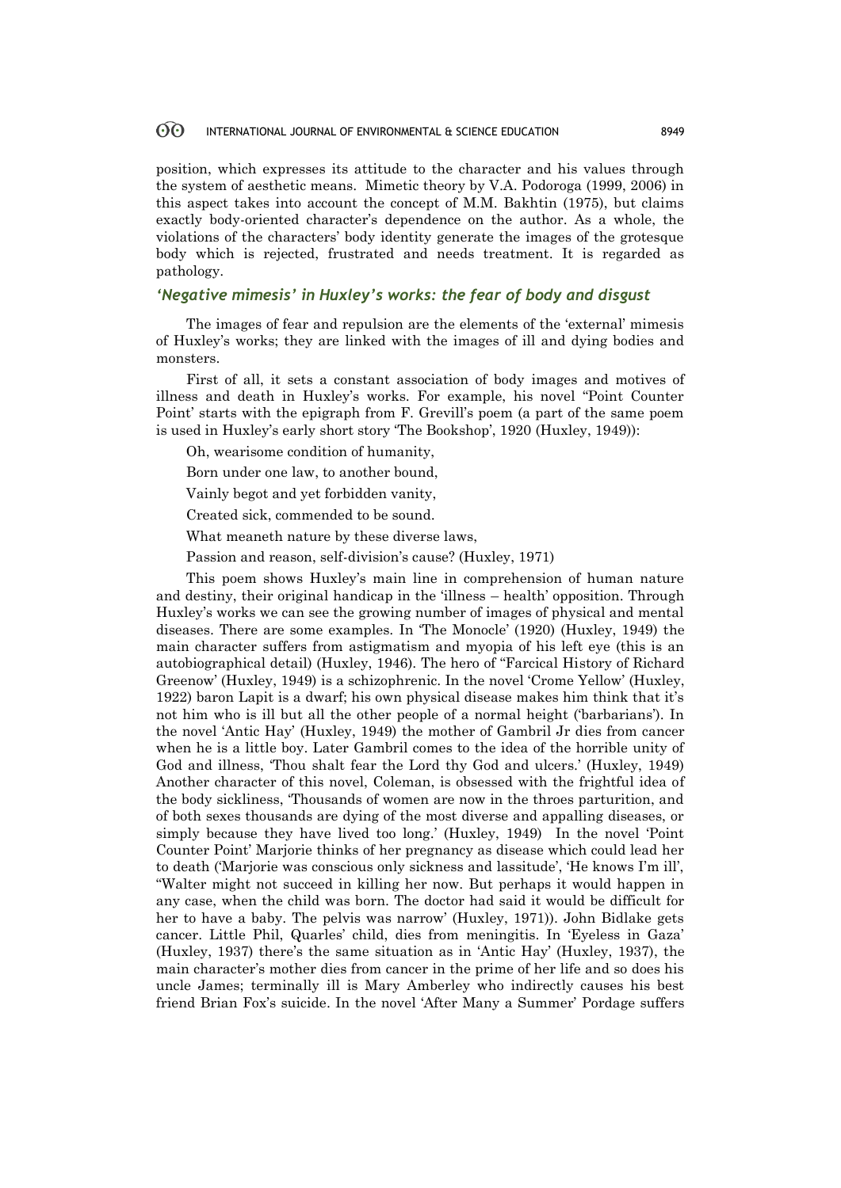position, which expresses its attitude to the character and his values through the system of aesthetic means. Mimetic theory by V.A. Podoroga (1999, 2006) in this aspect takes into account the concept of M.M. Bakhtin (1975), but claims exactly body-oriented character's dependence on the author. As a whole, the violations of the characters' body identity generate the images of the grotesque body which is rejected, frustrated and needs treatment. It is regarded as pathology.

## *'Negative mimesis' in Huxley's works: the fear of body and disgust*

The images of fear and repulsion are the elements of the 'external' mimesis of Huxley's works; they are linked with the images of ill and dying bodies and monsters.

First of all, it sets a constant association of body images and motives of illness and death in Huxley's works. For example, his novel "Point Counter Point' starts with the epigraph from F. Grevill's poem (a part of the same poem is used in Huxley's early short story 'The Bookshop', 1920 (Huxley, 1949)):

Oh, wearisome condition of humanity,

Born under one law, to another bound,

Vainly begot and yet forbidden vanity,

Created sick, commended to be sound.

What meaneth nature by these diverse laws,

Passion and reason, self-division's cause? (Huxley, 1971)

This poem shows Huxley's main line in comprehension of human nature and destiny, their original handicap in the 'illness – health' opposition. Through Huxley's works we can see the growing number of images of physical and mental diseases. There are some examples. In 'The Monocle' (1920) (Huxley, 1949) the main character suffers from astigmatism and myopia of his left eye (this is an autobiographical detail) (Huxley, 1946). The hero of "Farcical History of Richard Greenow' (Huxley, 1949) is a schizophrenic. In the novel 'Crome Yellow' (Huxley, 1922) baron Lapit is a dwarf; his own physical disease makes him think that it's not him who is ill but all the other people of a normal height ('barbarians'). In the novel 'Antic Hay' (Huxley, 1949) the mother of Gambril Jr dies from cancer when he is a little boy. Later Gambril comes to the idea of the horrible unity of God and illness, 'Thou shalt fear the Lord thy God and ulcers.' (Huxley, 1949) Another character of this novel, Coleman, is obsessed with the frightful idea of the body sickliness, 'Thousands of women are now in the throes parturition, and of both sexes thousands are dying of the most diverse and appalling diseases, or simply because they have lived too long.' (Huxley, 1949) In the novel 'Point Counter Point' Marjorie thinks of her pregnancy as disease which could lead her to death ('Marjorie was conscious only sickness and lassitude', 'He knows I'm ill', "Walter might not succeed in killing her now. But perhaps it would happen in any case, when the child was born. The doctor had said it would be difficult for her to have a baby. The pelvis was narrow' (Huxley, 1971)). John Bidlake gets cancer. Little Phil, Quarles' child, dies from meningitis. In 'Eyeless in Gaza' (Huxley, 1937) there's the same situation as in 'Antic Hay' (Huxley, 1937), the main character's mother dies from cancer in the prime of her life and so does his uncle James; terminally ill is Mary Amberley who indirectly causes his best friend Brian Fox's suicide. In the novel 'After Many a Summer' Pordage suffers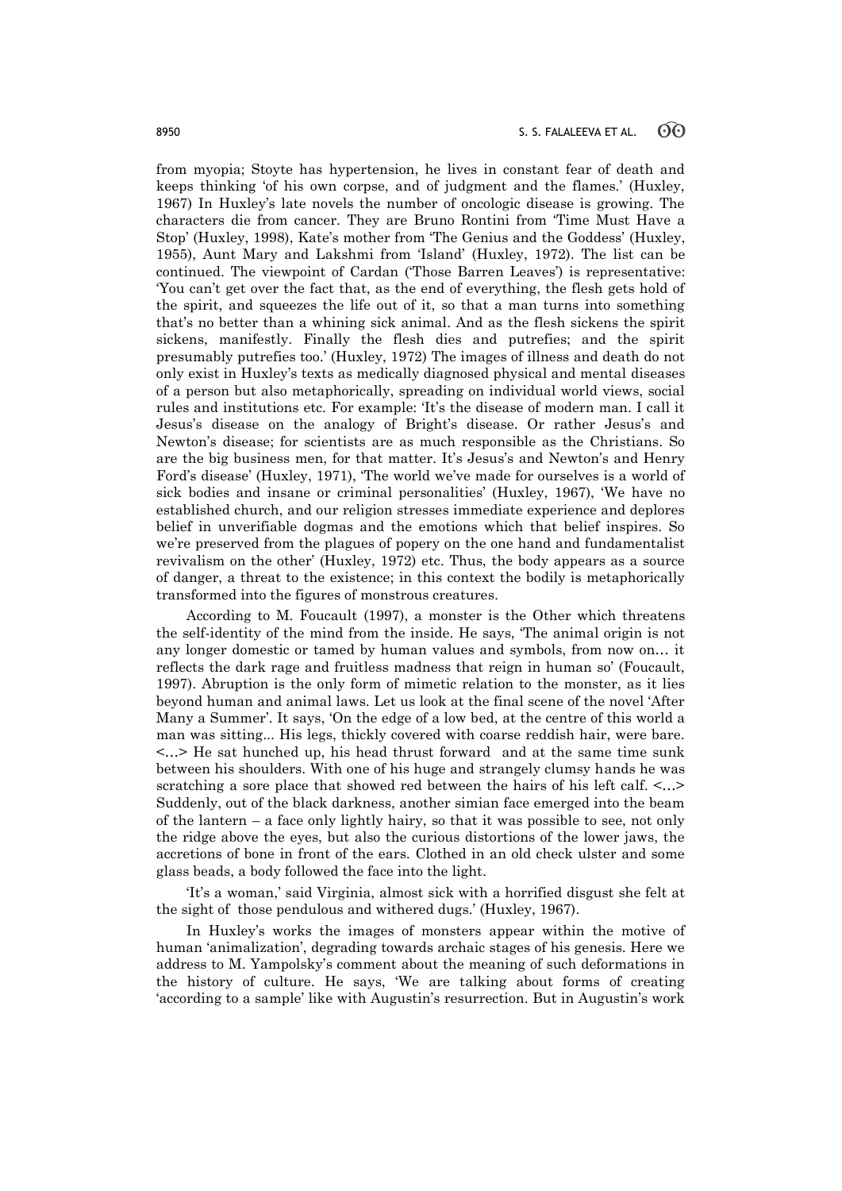from myopia; Stoyte has hypertension, he lives in constant fear of death and keeps thinking 'of his own corpse, and of judgment and the flames.' (Huxley, 1967) In Huxley's late novels the number of oncologic disease is growing. The characters die from cancer. They are Bruno Rontini from 'Time Must Have a Stop' (Huxley, 1998), Kate's mother from 'The Genius and the Goddess' (Huxley, 1955), Aunt Mary and Lakshmi from 'Island' (Huxley, 1972). The list can be continued. The viewpoint of Cardan ('Those Barren Leaves') is representative: 'You can't get over the fact that, as the end of everything, the flesh gets hold of the spirit, and squeezes the life out of it, so that a man turns into something that's no better than a whining sick animal. And as the flesh sickens the spirit sickens, manifestly. Finally the flesh dies and putrefies; and the spirit presumably putrefies too.' (Huxley, 1972) The images of illness and death do not only exist in Huxley's texts as medically diagnosed physical and mental diseases of a person but also metaphorically, spreading on individual world views, social rules and institutions etc. For example: 'It's the disease of modern man. I call it Jesus's disease on the analogy of Bright's disease. Or rather Jesus's and Newton's disease; for scientists are as much responsible as the Christians. So are the big business men, for that matter. It's Jesus's and Newton's and Henry Ford's disease' (Huxley, 1971), 'The world we've made for ourselves is a world of sick bodies and insane or criminal personalities' (Huxley, 1967), 'We have no established church, and our religion stresses immediate experience and deplores belief in unverifiable dogmas and the emotions which that belief inspires. So we're preserved from the plagues of popery on the one hand and fundamentalist revivalism on the other' (Huxley, 1972) etc. Thus, the body appears as a source of danger, a threat to the existence; in this context the bodily is metaphorically transformed into the figures of monstrous creatures.

According to M. Foucault (1997), a monster is the Other which threatens the self-identity of the mind from the inside. He says, 'The animal origin is not any longer domestic or tamed by human values and symbols, from now on… it reflects the dark rage and fruitless madness that reign in human so' (Foucault, 1997). Abruption is the only form of mimetic relation to the monster, as it lies beyond human and animal laws. Let us look at the final scene of the novel 'After Many a Summer'. It says, 'On the edge of a low bed, at the centre of this world a man was sitting... His legs, thickly covered with coarse reddish hair, were bare. <…> He sat hunched up, his head thrust forward and at the same time sunk between his shoulders. With one of his huge and strangely clumsy hands he was scratching a sore place that showed red between the hairs of his left calf. <…> Suddenly, out of the black darkness, another simian face emerged into the beam of the lantern – a face only lightly hairy, so that it was possible to see, not only the ridge above the eyes, but also the curious distortions of the lower jaws, the accretions of bone in front of the ears. Clothed in an old check ulster and some glass beads, a body followed the face into the light.

'It's a woman,' said Virginia, almost sick with a horrified disgust she felt at the sight of those pendulous and withered dugs.' (Huxley, 1967).

In Huxley's works the images of monsters appear within the motive of human 'animalization', degrading towards archaic stages of his genesis. Here we address to M. Yampolsky's comment about the meaning of such deformations in the history of culture. He says, 'We are talking about forms of creating 'according to a sample' like with Augustin's resurrection. But in Augustin's work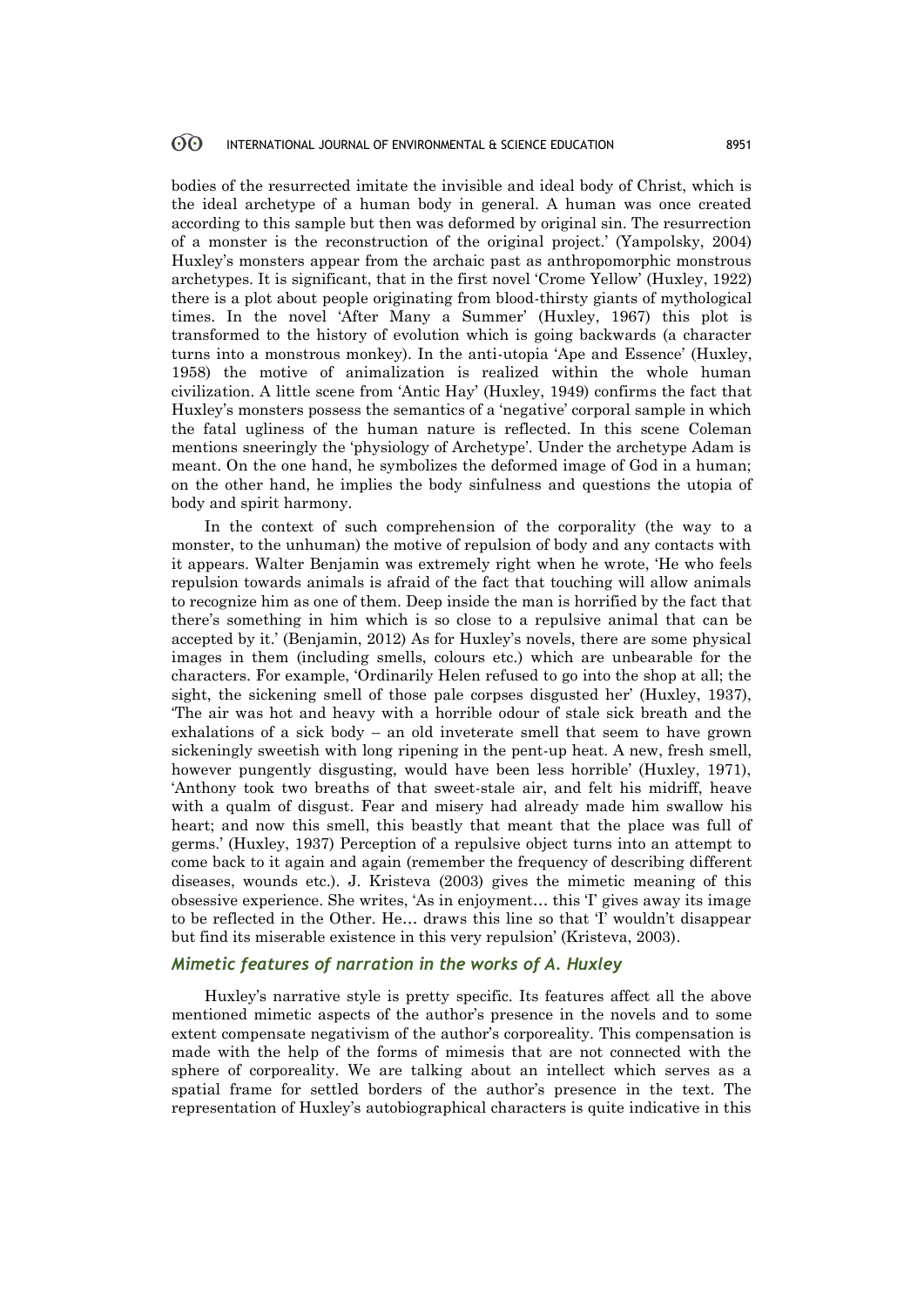bodies of the resurrected imitate the invisible and ideal body of Christ, which is the ideal archetype of a human body in general. A human was once created according to this sample but then was deformed by original sin. The resurrection of a monster is the reconstruction of the original project.' (Yampolsky, 2004) Huxley's monsters appear from the archaic past as anthropomorphic monstrous archetypes. It is significant, that in the first novel 'Crome Yellow' (Huxley, 1922) there is a plot about people originating from blood-thirsty giants of mythological times. In the novel 'After Many a Summer' (Huxley, 1967) this plot is transformed to the history of evolution which is going backwards (a character turns into a monstrous monkey). In the anti-utopia 'Ape and Essence' (Huxley, 1958) the motive of animalization is realized within the whole human civilization. A little scene from 'Antic Hay' (Huxley, 1949) confirms the fact that Huxley's monsters possess the semantics of a 'negative' corporal sample in which the fatal ugliness of the human nature is reflected. In this scene Coleman mentions sneeringly the 'physiology of Archetype'. Under the archetype Adam is meant. On the one hand, he symbolizes the deformed image of God in a human; on the other hand, he implies the body sinfulness and questions the utopia of body and spirit harmony.

In the context of such comprehension of the corporality (the way to a monster, to the unhuman) the motive of repulsion of body and any contacts with it appears. Walter Benjamin was extremely right when he wrote, 'He who feels repulsion towards animals is afraid of the fact that touching will allow animals to recognize him as one of them. Deep inside the man is horrified by the fact that there's something in him which is so close to a repulsive animal that can be accepted by it.' (Benjamin, 2012) As for Huxley's novels, there are some physical images in them (including smells, colours etc.) which are unbearable for the characters. For example, 'Ordinarily Helen refused to go into the shop at all; the sight, the sickening smell of those pale corpses disgusted her' (Huxley, 1937), 'The air was hot and heavy with a horrible odour of stale sick breath and the exhalations of a sick body – an old inveterate smell that seem to have grown sickeningly sweetish with long ripening in the pent-up heat. A new, fresh smell, however pungently disgusting, would have been less horrible' (Huxley, 1971), 'Anthony took two breaths of that sweet-stale air, and felt his midriff, heave with a qualm of disgust. Fear and misery had already made him swallow his heart; and now this smell, this beastly that meant that the place was full of germs.' (Huxley, 1937) Perception of a repulsive object turns into an attempt to come back to it again and again (remember the frequency of describing different diseases, wounds etc.). J. Kristeva (2003) gives the mimetic meaning of this obsessive experience. She writes, 'As in enjoyment… this 'I' gives away its image to be reflected in the Other. He… draws this line so that 'I' wouldn't disappear but find its miserable existence in this very repulsion' (Kristeva, 2003).

### *Mimetic features of narration in the works of A. Huxley*

Huxley's narrative style is pretty specific. Its features affect all the above mentioned mimetic aspects of the author's presence in the novels and to some extent compensate negativism of the author's corporeality. This compensation is made with the help of the forms of mimesis that are not connected with the sphere of corporeality. We are talking about an intellect which serves as a spatial frame for settled borders of the author's presence in the text. The representation of Huxley's autobiographical characters is quite indicative in this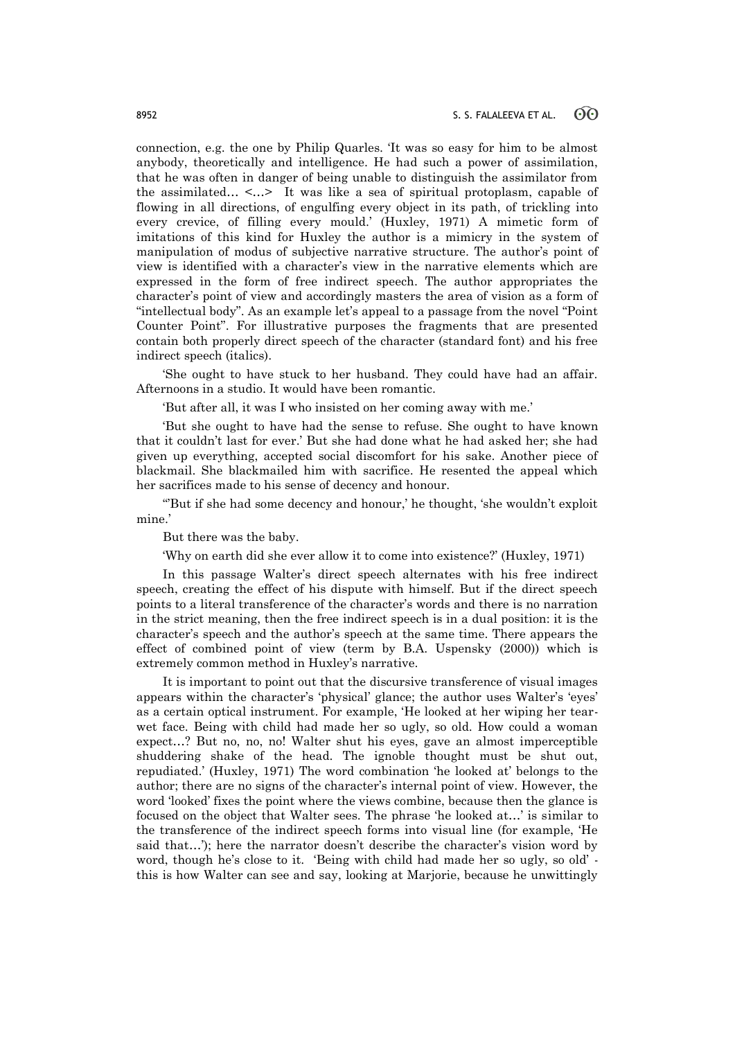connection, e.g. the one by Philip Quarles. 'It was so easy for him to be almost anybody, theoretically and intelligence. He had such a power of assimilation, that he was often in danger of being unable to distinguish the assimilator from the assimilated… <…> It was like a sea of spiritual protoplasm, capable of flowing in all directions, of engulfing every object in its path, of trickling into every crevice, of filling every mould.' (Huxley, 1971) A mimetic form of imitations of this kind for Huxley the author is a mimicry in the system of manipulation of modus of subjective narrative structure. The author's point of view is identified with a character's view in the narrative elements which are expressed in the form of free indirect speech. The author appropriates the character's point of view and accordingly masters the area of vision as a form of "intellectual body". As an example let's appeal to a passage from the novel "Point Counter Point". For illustrative purposes the fragments that are presented contain both properly direct speech of the character (standard font) and his free indirect speech (italics).

'She ought to have stuck to her husband. They could have had an affair. Afternoons in a studio. It would have been romantic.

'But after all, it was I who insisted on her coming away with me.'

'But she ought to have had the sense to refuse. She ought to have known that it couldn't last for ever.' But she had done what he had asked her; she had given up everything, accepted social discomfort for his sake. Another piece of blackmail. She blackmailed him with sacrifice. He resented the appeal which her sacrifices made to his sense of decency and honour.

"'But if she had some decency and honour,' he thought, 'she wouldn't exploit mine.'

But there was the baby.

'Why on earth did she ever allow it to come into existence?' (Huxley, 1971)

In this passage Walter's direct speech alternates with his free indirect speech, creating the effect of his dispute with himself. But if the direct speech points to a literal transference of the character's words and there is no narration in the strict meaning, then the free indirect speech is in a dual position: it is the character's speech and the author's speech at the same time. There appears the effect of combined point of view (term by B.A. Uspensky (2000)) which is extremely common method in Huxley's narrative.

It is important to point out that the discursive transference of visual images appears within the character's 'physical' glance; the author uses Walter's 'eyes' as a certain optical instrument. For example, 'He looked at her wiping her tear-wet face. Being with child had made her so ugly, so old. How could a woman expect…? But no, no, no! Walter shut his eyes, gave an almost imperceptible shuddering shake of the head. The ignoble thought must be shut out, repudiated.' (Huxley, 1971) The word combination 'he looked at' belongs to the author; there are no signs of the character's internal point of view. However, the word 'looked' fixes the point where the views combine, because then the glance is focused on the object that Walter sees. The phrase 'he looked at…' is similar to the transference of the indirect speech forms into visual line (for example, 'He said that…'); here the narrator doesn't describe the character's vision word by word, though he's close to it. 'Being with child had made her so ugly, so old' - this is how Walter can see and say, looking at Marjorie, because he unwittingly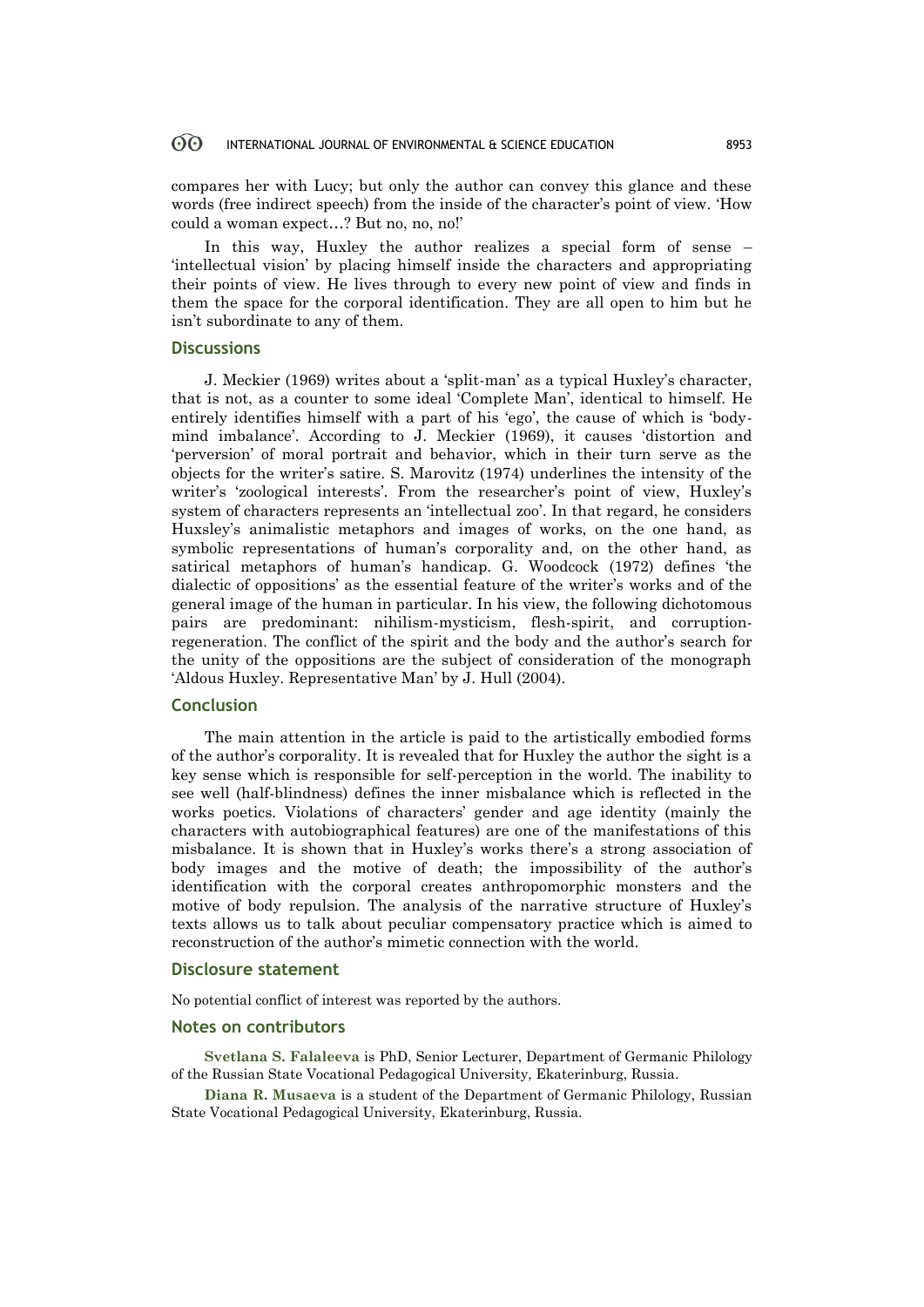compares her with Lucy; but only the author can convey this glance and these words (free indirect speech) from the inside of the character's point of view. 'How could a woman expect…? But no, no, no!'

In this way, Huxley the author realizes a special form of sense – 'intellectual vision' by placing himself inside the characters and appropriating their points of view. He lives through to every new point of view and finds in them the space for the corporal identification. They are all open to him but he isn't subordinate to any of them.

## Discussions

J. Meckier (1969) writes about a 'split-man' as a typical Huxley's character, that is not, as a counter to some ideal 'Complete Man', identical to himself. He entirely identifies himself with a part of his 'ego', the cause of which is 'body-mind imbalance'. According to J. Meckier (1969), it causes 'distortion and 'perversion' of moral portrait and behavior, which in their turn serve as the objects for the writer's satire. S. Marovitz (1974) underlines the intensity of the writer's 'zoological interests'. From the researcher's point of view, Huxley's system of characters represents an 'intellectual zoo'. In that regard, he considers Huxsley's animalistic metaphors and images of works, on the one hand, as symbolic representations of human's corporality and, on the other hand, as satirical metaphors of human's handicap. G. Woodcock (1972) defines 'the dialectic of oppositions' as the essential feature of the writer's works and of the general image of the human in particular. In his view, the following dichotomous pairs are predominant: nihilism-mysticism, flesh-spirit, and corruption-regeneration. The conflict of the spirit and the body and the author's search for the unity of the oppositions are the subject of consideration of the monograph 'Aldous Huxley. Representative Man' by J. Hull (2004).

## Conclusion

The main attention in the article is paid to the artistically embodied forms of the author's corporality. It is revealed that for Huxley the author the sight is a key sense which is responsible for self-perception in the world. The inability to see well (half-blindness) defines the inner misbalance which is reflected in the works poetics. Violations of characters' gender and age identity (mainly the characters with autobiographical features) are one of the manifestations of this misbalance. It is shown that in Huxley's works there's a strong association of body images and the motive of death; the impossibility of the author's identification with the corporal creates anthropomorphic monsters and the motive of body repulsion. The analysis of the narrative structure of Huxley's texts allows us to talk about peculiar compensatory practice which is aimed to reconstruction of the author's mimetic connection with the world.

## Disclosure statement

No potential conflict of interest was reported by the authors.

## Notes on contributors

**Svetlana S. Falaleeva** is PhD, Senior Lecturer, Department of Germanic Philology of the Russian State Vocational Pedagogical University, Ekaterinburg, Russia.

**Diana R. Musaeva** is a student of the Department of Germanic Philology, Russian State Vocational Pedagogical University, Ekaterinburg, Russia.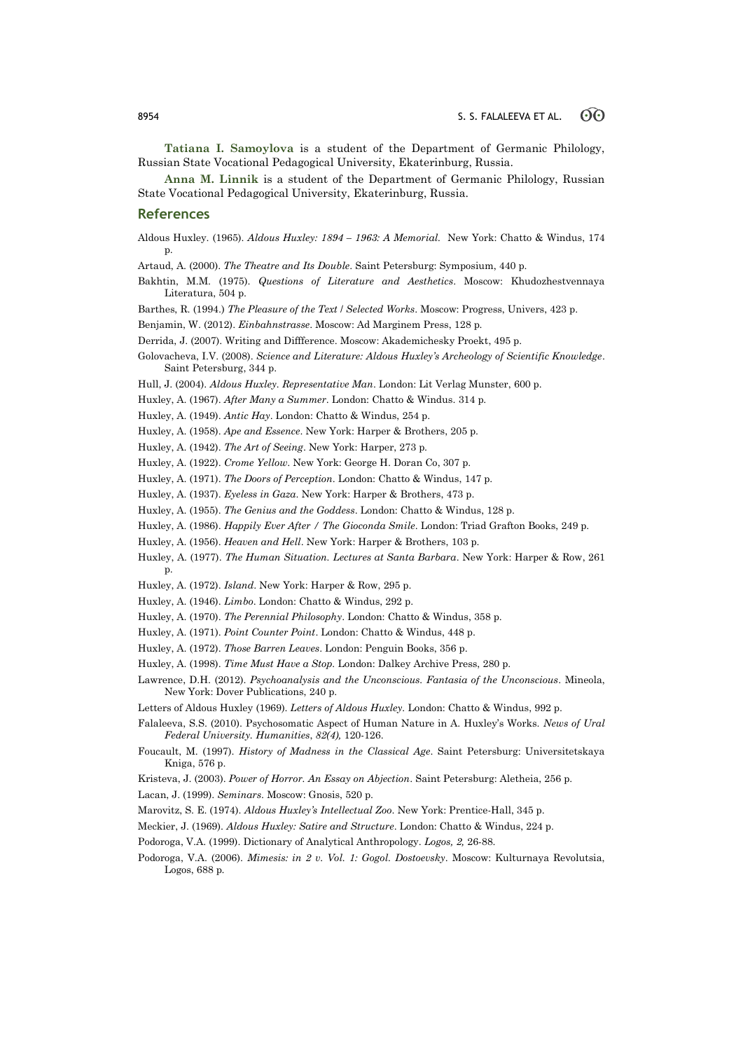**Tatiana I. Samoylova** is a student of the Department of Germanic Philology, Russian State Vocational Pedagogical University, Ekaterinburg, Russia.

**Anna M. Linnik** is a student of the Department of Germanic Philology, Russian State Vocational Pedagogical University, Ekaterinburg, Russia.

## References

Aldous Huxley. (1965). *Aldous Huxley: 1894 – 1963: A Memorial.* New York: Chatto & Windus, 174 p.

Artaud, A. (2000). *The Theatre and Its Double*. Saint Petersburg: Symposium, 440 p.

Bakhtin, M.M. (1975). *Questions of Literature and Aesthetics*. Moscow: Khudozhestvennaya Literatura, 504 p.

Barthes, R. (1994.) *The Pleasure of the Text / Selected Works*. Moscow: Progress, Univers, 423 p.

Benjamin, W. (2012). *Einbahnstrasse*. Moscow: Ad Marginem Press, 128 p.

Derrida, J. (2007). Writing and Diffference. Moscow: Akademichesky Proekt, 495 p.

Golovacheva, I.V. (2008). *Science and Literature: Aldous Huxley's Archeology of Scientific Knowledge*. Saint Petersburg, 344 p.

Hull, J. (2004). *Aldous Huxley. Representative Man*. London: Lit Verlag Munster, 600 p.

Huxley, A. (1967). *After Many a Summer*. London: Chatto & Windus. 314 p.

Huxley, A. (1949). *Antic Hay*. London: Chatto & Windus, 254 p.

Huxley, A. (1958). *Ape and Essence*. New York: Harper & Brothers, 205 p.

Huxley, A. (1942). *The Art of Seeing*. New York: Harper, 273 p.

Huxley, A. (1922). *Crome Yellow*. New York: George H. Doran Co, 307 p.

Huxley, A. (1971). *The Doors of Perception*. London: Chatto & Windus, 147 p.

Huxley, A. (1937). *Eyeless in Gaza*. New York: Harper & Brothers, 473 p.

Huxley, A. (1955). *The Genius and the Goddess*. London: Chatto & Windus, 128 p.

Huxley, A. (1986). *Happily Ever After / The Gioconda Smile*. London: Triad Grafton Books, 249 p.

Huxley, A. (1956). *Heaven and Hell*. New York: Harper & Brothers, 103 p.

Huxley, A. (1977). *The Human Situation. Lectures at Santa Barbara*. New York: Harper & Row, 261 p.

Huxley, A. (1972). *Island*. New York: Harper & Row, 295 p.

Huxley, A. (1946). *Limbo*. London: Chatto & Windus, 292 p.

Huxley, A. (1970). *The Perennial Philosophy*. London: Chatto & Windus, 358 p.

Huxley, A. (1971). *Point Counter Point*. London: Chatto & Windus, 448 p.

Huxley, A. (1972). *Those Barren Leaves*. London: Penguin Books, 356 p.

Huxley, A. (1998). *Time Must Have a Stop*. London: Dalkey Archive Press, 280 p.

Lawrence, D.H. (2012). *Psychoanalysis and the Unconscious. Fantasia of the Unconscious*. Mineola, New York: Dover Publications, 240 p.

Letters of Aldous Huxley (1969). *Letters of Aldous Huxley*. London: Chatto & Windus, 992 p.

Falaleeva, S.S. (2010). Psychosomatic Aspect of Human Nature in A. Huxley's Works. *News of Ural Federal University. Humanities*, *82(4),* 120-126.

Foucault, M. (1997). *History of Madness in the Classical Age*. Saint Petersburg: Universitetskaya Kniga, 576 p.

Kristeva, J. (2003). *Power of Horror. An Essay on Abjection*. Saint Petersburg: Aletheia, 256 p.

Lacan, J. (1999). *Seminars*. Moscow: Gnosis, 520 p.

Marovitz, S. E. (1974). *Aldous Huxley's Intellectual Zoo*. New York: Prentice-Hall, 345 p.

Meckier, J. (1969). *Aldous Huxley: Satire and Structure*. London: Chatto & Windus, 224 p.

Podoroga, V.A. (1999). Dictionary of Analytical Anthropology. *Logos, 2,* 26-88.

Podoroga, V.A. (2006). *Mimesis: in 2 v. Vol. 1: Gogol. Dostoevsky*. Moscow: Kulturnaya Revolutsia, Logos, 688 p.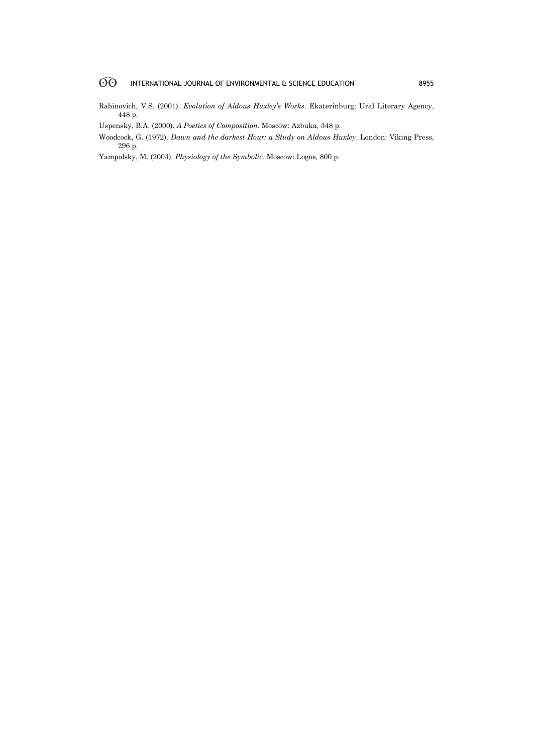Rabinovich, V.S. (2001). *Evolution of Aldous Huxley's Works*. Ekaterinburg: Ural Literary Agency, 448 p.

Uspensky, B.A. (2000). *A Poetics of Composition*. Moscow: Azbuka, 348 p.

Woodcock, G. (1972). *Dawn and the darkest Hour: a Study on Aldous Huxley*. London: Viking Press, 296 p.

Yampolsky, M. (2004). *Physiology of the Symbolic*. Moscow: Logos, 800 p.